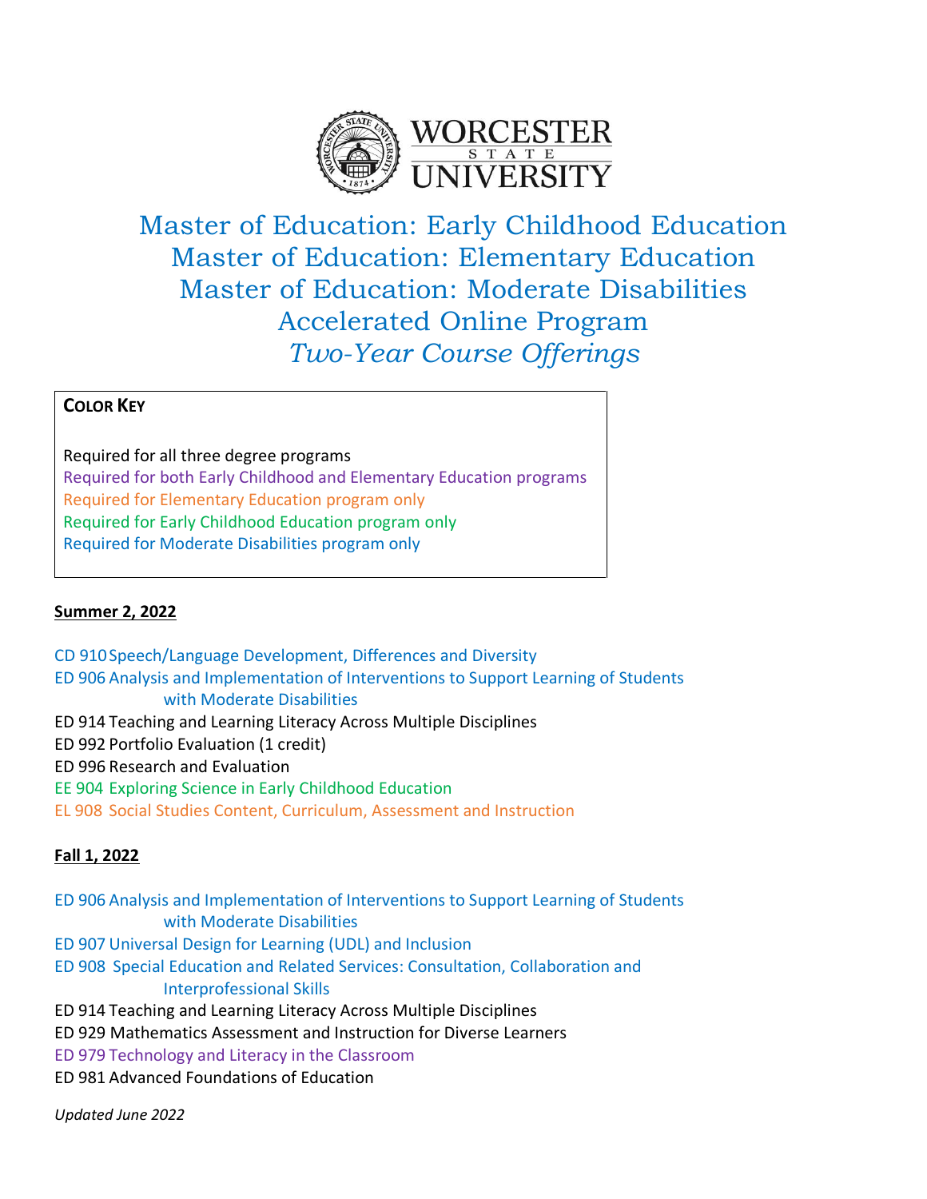# Master of Education: Early Childhood Education
# Master of Education: Elementary Education
# Master of Education: Moderate Disabilities
# Accelerated Online Program
## *Two-Year Course Offerings*

**COLOR KEY**

Required for all three degree programs
Required for both Early Childhood and Elementary Education programs
Required for Elementary Education program only
Required for Early Childhood Education program only
Required for Moderate Disabilities program only

**Summer 2, 2022**

CD 910 Speech/Language Development, Differences and Diversity
ED 906 Analysis and Implementation of Interventions to Support Learning of Students with Moderate Disabilities
ED 914 Teaching and Learning Literacy Across Multiple Disciplines
ED 992 Portfolio Evaluation (1 credit)
ED 996 Research and Evaluation
EE 904 Exploring Science in Early Childhood Education
EL 908 Social Studies Content, Curriculum, Assessment and Instruction

**Fall 1, 2022**

ED 906 Analysis and Implementation of Interventions to Support Learning of Students with Moderate Disabilities
ED 907 Universal Design for Learning (UDL) and Inclusion
ED 908 Special Education and Related Services: Consultation, Collaboration and Interprofessional Skills
ED 914 Teaching and Learning Literacy Across Multiple Disciplines
ED 929 Mathematics Assessment and Instruction for Diverse Learners
ED 979 Technology and Literacy in the Classroom
ED 981 Advanced Foundations of Education

*Updated June 2022*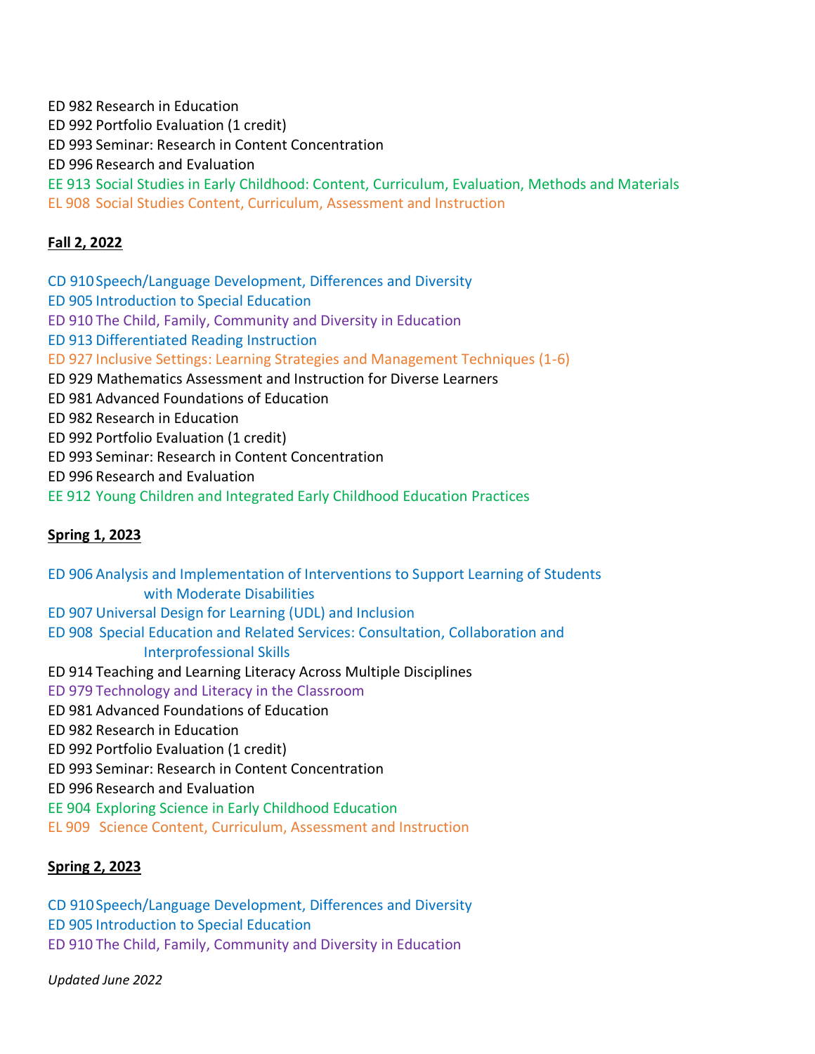ED 982 Research in Education
ED 992 Portfolio Evaluation (1 credit)
ED 993 Seminar: Research in Content Concentration
ED 996 Research and Evaluation
EE 913 Social Studies in Early Childhood: Content, Curriculum, Evaluation, Methods and Materials
EL 908 Social Studies Content, Curriculum, Assessment and Instruction

**Fall 2, 2022**

CD 910 Speech/Language Development, Differences and Diversity
ED 905 Introduction to Special Education
ED 910 The Child, Family, Community and Diversity in Education
ED 913 Differentiated Reading Instruction
ED 927 Inclusive Settings: Learning Strategies and Management Techniques (1-6)
ED 929 Mathematics Assessment and Instruction for Diverse Learners
ED 981 Advanced Foundations of Education
ED 982 Research in Education
ED 992 Portfolio Evaluation (1 credit)
ED 993 Seminar: Research in Content Concentration
ED 996 Research and Evaluation
EE 912 Young Children and Integrated Early Childhood Education Practices

**Spring 1, 2023**

ED 906 Analysis and Implementation of Interventions to Support Learning of Students with Moderate Disabilities
ED 907 Universal Design for Learning (UDL) and Inclusion
ED 908 Special Education and Related Services: Consultation, Collaboration and Interprofessional Skills
ED 914 Teaching and Learning Literacy Across Multiple Disciplines
ED 979 Technology and Literacy in the Classroom
ED 981 Advanced Foundations of Education
ED 982 Research in Education
ED 992 Portfolio Evaluation (1 credit)
ED 993 Seminar: Research in Content Concentration
ED 996 Research and Evaluation
EE 904 Exploring Science in Early Childhood Education
EL 909 Science Content, Curriculum, Assessment and Instruction

**Spring 2, 2023**

CD 910 Speech/Language Development, Differences and Diversity
ED 905 Introduction to Special Education
ED 910 The Child, Family, Community and Diversity in Education

*Updated June 2022*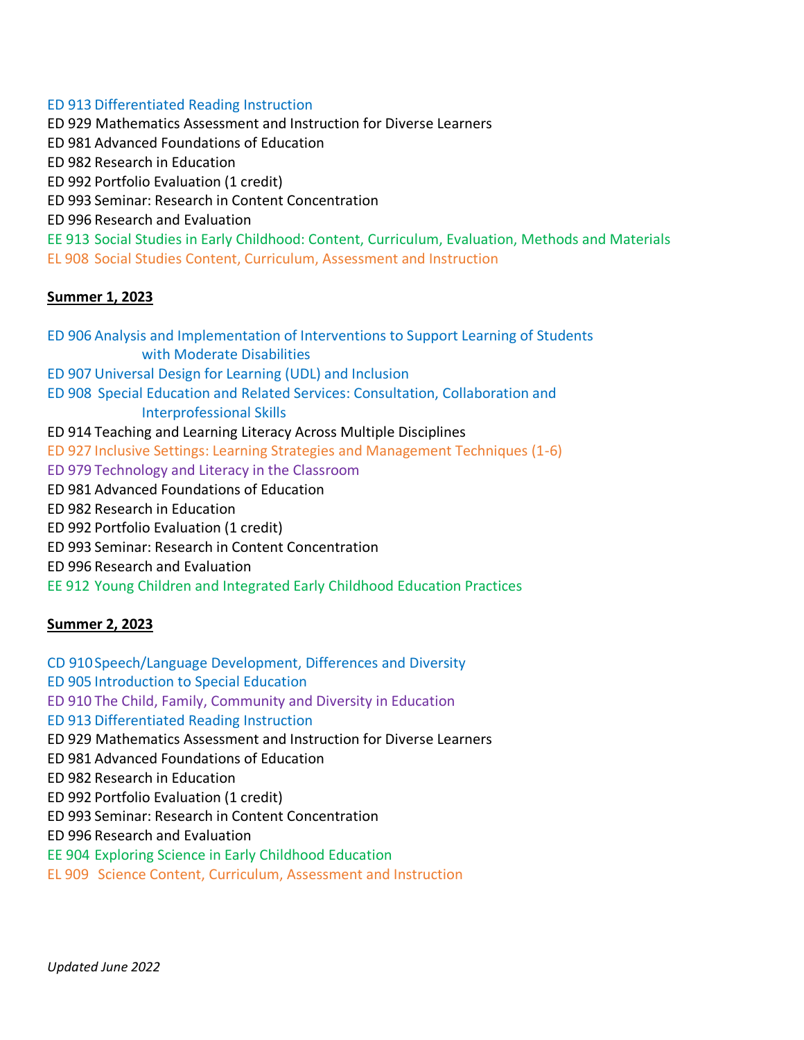ED 913 Differentiated Reading Instruction
ED 929 Mathematics Assessment and Instruction for Diverse Learners
ED 981 Advanced Foundations of Education
ED 982 Research in Education
ED 992 Portfolio Evaluation (1 credit)
ED 993 Seminar: Research in Content Concentration
ED 996 Research and Evaluation
EE 913 Social Studies in Early Childhood: Content, Curriculum, Evaluation, Methods and Materials
EL 908 Social Studies Content, Curriculum, Assessment and Instruction

**Summer 1, 2023**

ED 906 Analysis and Implementation of Interventions to Support Learning of Students with Moderate Disabilities
ED 907 Universal Design for Learning (UDL) and Inclusion
ED 908 Special Education and Related Services: Consultation, Collaboration and Interprofessional Skills
ED 914 Teaching and Learning Literacy Across Multiple Disciplines
ED 927 Inclusive Settings: Learning Strategies and Management Techniques (1-6)
ED 979 Technology and Literacy in the Classroom
ED 981 Advanced Foundations of Education
ED 982 Research in Education
ED 992 Portfolio Evaluation (1 credit)
ED 993 Seminar: Research in Content Concentration
ED 996 Research and Evaluation
EE 912 Young Children and Integrated Early Childhood Education Practices

**Summer 2, 2023**

CD 910 Speech/Language Development, Differences and Diversity
ED 905 Introduction to Special Education
ED 910 The Child, Family, Community and Diversity in Education
ED 913 Differentiated Reading Instruction
ED 929 Mathematics Assessment and Instruction for Diverse Learners
ED 981 Advanced Foundations of Education
ED 982 Research in Education
ED 992 Portfolio Evaluation (1 credit)
ED 993 Seminar: Research in Content Concentration
ED 996 Research and Evaluation
EE 904 Exploring Science in Early Childhood Education
EL 909 Science Content, Curriculum, Assessment and Instruction

*Updated June 2022*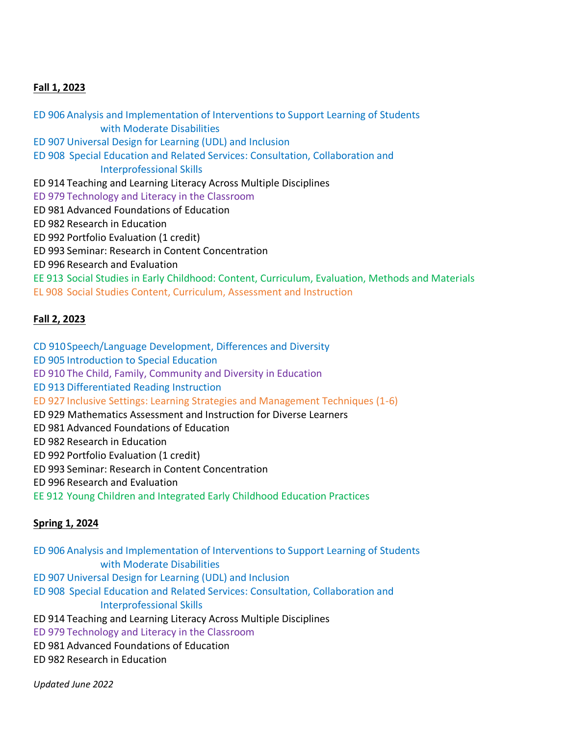**Fall 1, 2023**

ED 906 Analysis and Implementation of Interventions to Support Learning of Students with Moderate Disabilities
ED 907 Universal Design for Learning (UDL) and Inclusion
ED 908 Special Education and Related Services: Consultation, Collaboration and Interprofessional Skills
ED 914 Teaching and Learning Literacy Across Multiple Disciplines
ED 979 Technology and Literacy in the Classroom
ED 981 Advanced Foundations of Education
ED 982 Research in Education
ED 992 Portfolio Evaluation (1 credit)
ED 993 Seminar: Research in Content Concentration
ED 996 Research and Evaluation
EE 913 Social Studies in Early Childhood: Content, Curriculum, Evaluation, Methods and Materials
EL 908 Social Studies Content, Curriculum, Assessment and Instruction

**Fall 2, 2023**

CD 910 Speech/Language Development, Differences and Diversity
ED 905 Introduction to Special Education
ED 910 The Child, Family, Community and Diversity in Education
ED 913 Differentiated Reading Instruction
ED 927 Inclusive Settings: Learning Strategies and Management Techniques (1-6)
ED 929 Mathematics Assessment and Instruction for Diverse Learners
ED 981 Advanced Foundations of Education
ED 982 Research in Education
ED 992 Portfolio Evaluation (1 credit)
ED 993 Seminar: Research in Content Concentration
ED 996 Research and Evaluation
EE 912 Young Children and Integrated Early Childhood Education Practices

**Spring 1, 2024**

ED 906 Analysis and Implementation of Interventions to Support Learning of Students with Moderate Disabilities
ED 907 Universal Design for Learning (UDL) and Inclusion
ED 908 Special Education and Related Services: Consultation, Collaboration and Interprofessional Skills
ED 914 Teaching and Learning Literacy Across Multiple Disciplines
ED 979 Technology and Literacy in the Classroom
ED 981 Advanced Foundations of Education
ED 982 Research in Education

*Updated June 2022*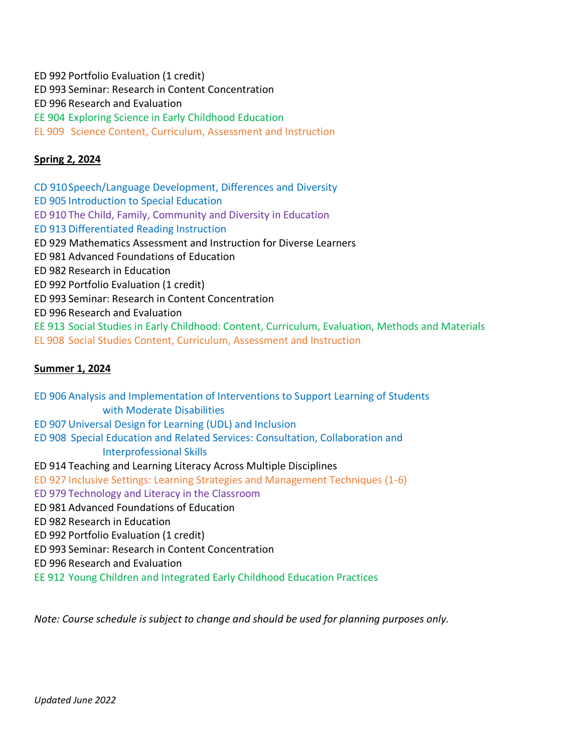ED 992 Portfolio Evaluation (1 credit)
ED 993 Seminar: Research in Content Concentration
ED 996 Research and Evaluation
EE 904 Exploring Science in Early Childhood Education
EL 909 Science Content, Curriculum, Assessment and Instruction

**Spring 2, 2024**

CD 910 Speech/Language Development, Differences and Diversity
ED 905 Introduction to Special Education
ED 910 The Child, Family, Community and Diversity in Education
ED 913 Differentiated Reading Instruction
ED 929 Mathematics Assessment and Instruction for Diverse Learners
ED 981 Advanced Foundations of Education
ED 982 Research in Education
ED 992 Portfolio Evaluation (1 credit)
ED 993 Seminar: Research in Content Concentration
ED 996 Research and Evaluation
EE 913 Social Studies in Early Childhood: Content, Curriculum, Evaluation, Methods and Materials
EL 908 Social Studies Content, Curriculum, Assessment and Instruction

**Summer 1, 2024**

ED 906 Analysis and Implementation of Interventions to Support Learning of Students with Moderate Disabilities
ED 907 Universal Design for Learning (UDL) and Inclusion
ED 908 Special Education and Related Services: Consultation, Collaboration and Interprofessional Skills
ED 914 Teaching and Learning Literacy Across Multiple Disciplines
ED 927 Inclusive Settings: Learning Strategies and Management Techniques (1-6)
ED 979 Technology and Literacy in the Classroom
ED 981 Advanced Foundations of Education
ED 982 Research in Education
ED 992 Portfolio Evaluation (1 credit)
ED 993 Seminar: Research in Content Concentration
ED 996 Research and Evaluation
EE 912 Young Children and Integrated Early Childhood Education Practices

*Note: Course schedule is subject to change and should be used for planning purposes only.*

*Updated June 2022*